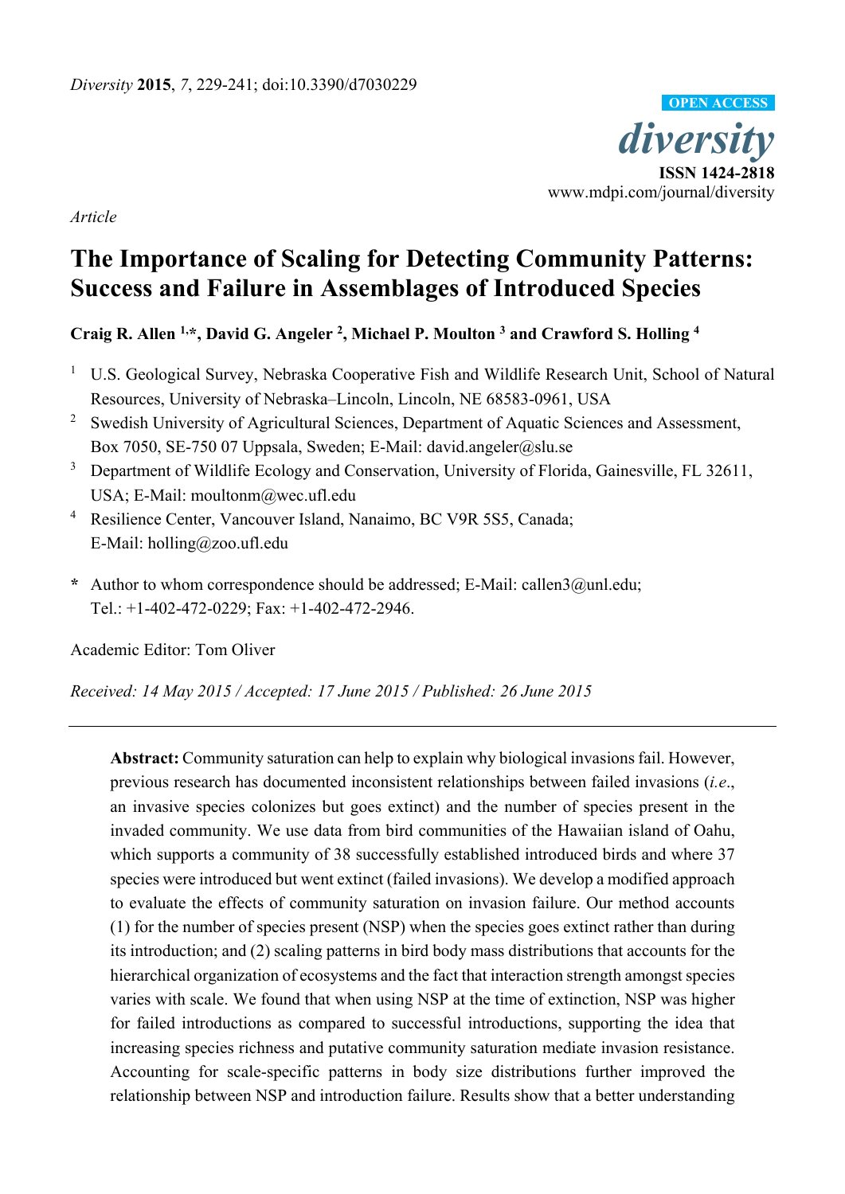*Diversity* **2015**, *7*, 229-241; doi:10.3390/d7030229

OPEN ACCESS

*diversity*

**ISSN 1424-2818**

www.mdpi.com/journal/diversity

*Article*

# The Importance of Scaling for Detecting Community Patterns: Success and Failure in Assemblages of Introduced Species

**Craig R. Allen [1,*], David G. Angeler [2], Michael P. Moulton [3] and Crawford S. Holling [4]**

[1] U.S. Geological Survey, Nebraska Cooperative Fish and Wildlife Research Unit, School of Natural Resources, University of Nebraska–Lincoln, Lincoln, NE 68583-0961, USA

[2] Swedish University of Agricultural Sciences, Department of Aquatic Sciences and Assessment, Box 7050, SE-750 07 Uppsala, Sweden; E-Mail: david.angeler@slu.se

[3] Department of Wildlife Ecology and Conservation, University of Florida, Gainesville, FL 32611, USA; E-Mail: moultonm@wec.ufl.edu

[4] Resilience Center, Vancouver Island, Nanaimo, BC V9R 5S5, Canada; E-Mail: holling@zoo.ufl.edu

**\*** Author to whom correspondence should be addressed; E-Mail: callen3@unl.edu; Tel.: +1-402-472-0229; Fax: +1-402-472-2946.

Academic Editor: Tom Oliver

*Received: 14 May 2015 / Accepted: 17 June 2015 / Published: 26 June 2015*

---

**Abstract:** Community saturation can help to explain why biological invasions fail. However, previous research has documented inconsistent relationships between failed invasions (*i.e.*, an invasive species colonizes but goes extinct) and the number of species present in the invaded community. We use data from bird communities of the Hawaiian island of Oahu, which supports a community of 38 successfully established introduced birds and where 37 species were introduced but went extinct (failed invasions). We develop a modified approach to evaluate the effects of community saturation on invasion failure. Our method accounts (1) for the number of species present (NSP) when the species goes extinct rather than during its introduction; and (2) scaling patterns in bird body mass distributions that accounts for the hierarchical organization of ecosystems and the fact that interaction strength amongst species varies with scale. We found that when using NSP at the time of extinction, NSP was higher for failed introductions as compared to successful introductions, supporting the idea that increasing species richness and putative community saturation mediate invasion resistance. Accounting for scale-specific patterns in body size distributions further improved the relationship between NSP and introduction failure. Results show that a better understanding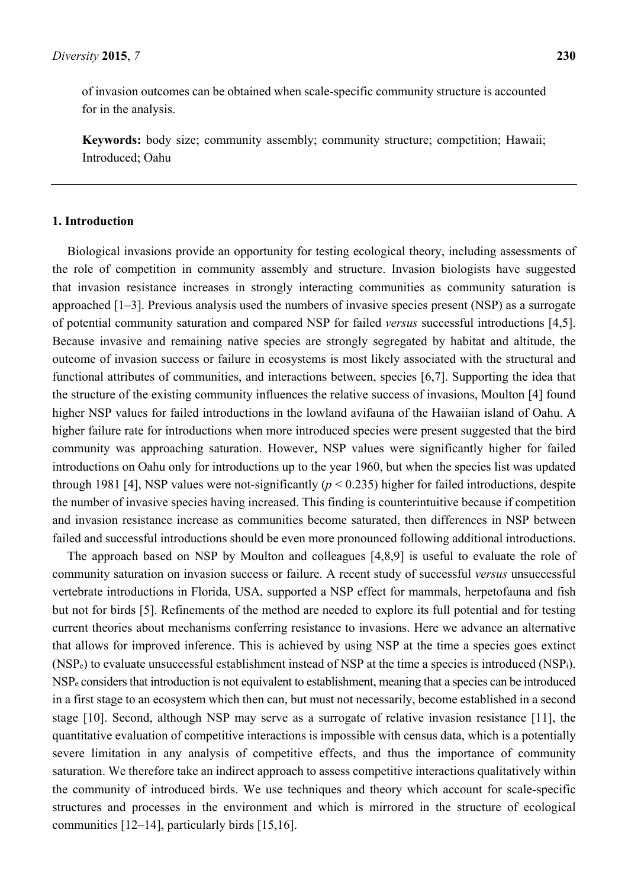of invasion outcomes can be obtained when scale-specific community structure is accounted for in the analysis.

**Keywords:** body size; community assembly; community structure; competition; Hawaii; Introduced; Oahu

## 1. Introduction

Biological invasions provide an opportunity for testing ecological theory, including assessments of the role of competition in community assembly and structure. Invasion biologists have suggested that invasion resistance increases in strongly interacting communities as community saturation is approached [1–3]. Previous analysis used the numbers of invasive species present (NSP) as a surrogate of potential community saturation and compared NSP for failed *versus* successful introductions [4,5]. Because invasive and remaining native species are strongly segregated by habitat and altitude, the outcome of invasion success or failure in ecosystems is most likely associated with the structural and functional attributes of communities, and interactions between, species [6,7]. Supporting the idea that the structure of the existing community influences the relative success of invasions, Moulton [4] found higher NSP values for failed introductions in the lowland avifauna of the Hawaiian island of Oahu. A higher failure rate for introductions when more introduced species were present suggested that the bird community was approaching saturation. However, NSP values were significantly higher for failed introductions on Oahu only for introductions up to the year 1960, but when the species list was updated through 1981 [4], NSP values were not-significantly ($p < 0.235$) higher for failed introductions, despite the number of invasive species having increased. This finding is counterintuitive because if competition and invasion resistance increase as communities become saturated, then differences in NSP between failed and successful introductions should be even more pronounced following additional introductions.

The approach based on NSP by Moulton and colleagues [4,8,9] is useful to evaluate the role of community saturation on invasion success or failure. A recent study of successful *versus* unsuccessful vertebrate introductions in Florida, USA, supported a NSP effect for mammals, herpetofauna and fish but not for birds [5]. Refinements of the method are needed to explore its full potential and for testing current theories about mechanisms conferring resistance to invasions. Here we advance an alternative that allows for improved inference. This is achieved by using NSP at the time a species goes extinct ($NSP_e$) to evaluate unsuccessful establishment instead of NSP at the time a species is introduced ($NSP_i$). $NSP_e$ considers that introduction is not equivalent to establishment, meaning that a species can be introduced in a first stage to an ecosystem which then can, but must not necessarily, become established in a second stage [10]. Second, although NSP may serve as a surrogate of relative invasion resistance [11], the quantitative evaluation of competitive interactions is impossible with census data, which is a potentially severe limitation in any analysis of competitive effects, and thus the importance of community saturation. We therefore take an indirect approach to assess competitive interactions qualitatively within the community of introduced birds. We use techniques and theory which account for scale-specific structures and processes in the environment and which is mirrored in the structure of ecological communities [12–14], particularly birds [15,16].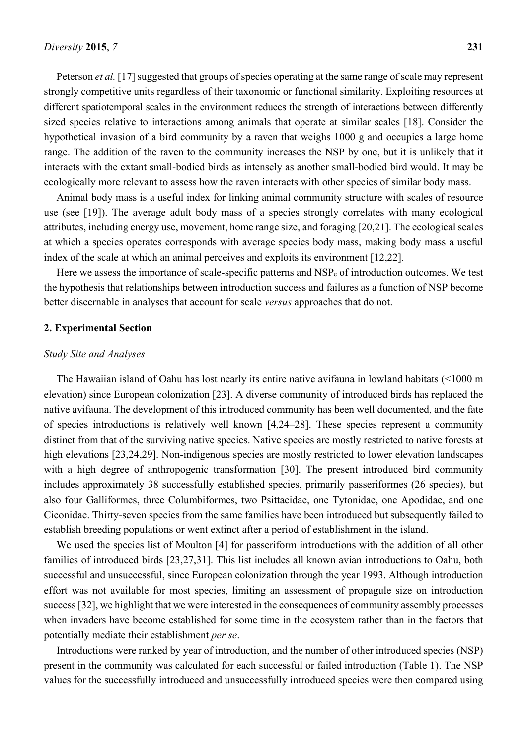Peterson *et al.* [17] suggested that groups of species operating at the same range of scale may represent strongly competitive units regardless of their taxonomic or functional similarity. Exploiting resources at different spatiotemporal scales in the environment reduces the strength of interactions between differently sized species relative to interactions among animals that operate at similar scales [18]. Consider the hypothetical invasion of a bird community by a raven that weighs 1000 g and occupies a large home range. The addition of the raven to the community increases the NSP by one, but it is unlikely that it interacts with the extant small-bodied birds as intensely as another small-bodied bird would. It may be ecologically more relevant to assess how the raven interacts with other species of similar body mass.

Animal body mass is a useful index for linking animal community structure with scales of resource use (see [19]). The average adult body mass of a species strongly correlates with many ecological attributes, including energy use, movement, home range size, and foraging [20,21]. The ecological scales at which a species operates corresponds with average species body mass, making body mass a useful index of the scale at which an animal perceives and exploits its environment [12,22].

Here we assess the importance of scale-specific patterns and $NSP_e$ of introduction outcomes. We test the hypothesis that relationships between introduction success and failures as a function of NSP become better discernable in analyses that account for scale *versus* approaches that do not.

## 2. Experimental Section

### *Study Site and Analyses*

The Hawaiian island of Oahu has lost nearly its entire native avifauna in lowland habitats (<1000 m elevation) since European colonization [23]. A diverse community of introduced birds has replaced the native avifauna. The development of this introduced community has been well documented, and the fate of species introductions is relatively well known [4,24–28]. These species represent a community distinct from that of the surviving native species. Native species are mostly restricted to native forests at high elevations [23,24,29]. Non-indigenous species are mostly restricted to lower elevation landscapes with a high degree of anthropogenic transformation [30]. The present introduced bird community includes approximately 38 successfully established species, primarily passeriformes (26 species), but also four Galliformes, three Columbiformes, two Psittacidae, one Tytonidae, one Apodidae, and one Ciconidae. Thirty-seven species from the same families have been introduced but subsequently failed to establish breeding populations or went extinct after a period of establishment in the island.

We used the species list of Moulton [4] for passeriform introductions with the addition of all other families of introduced birds [23,27,31]. This list includes all known avian introductions to Oahu, both successful and unsuccessful, since European colonization through the year 1993. Although introduction effort was not available for most species, limiting an assessment of propagule size on introduction success [32], we highlight that we were interested in the consequences of community assembly processes when invaders have become established for some time in the ecosystem rather than in the factors that potentially mediate their establishment *per se*.

Introductions were ranked by year of introduction, and the number of other introduced species (NSP) present in the community was calculated for each successful or failed introduction (Table 1). The NSP values for the successfully introduced and unsuccessfully introduced species were then compared using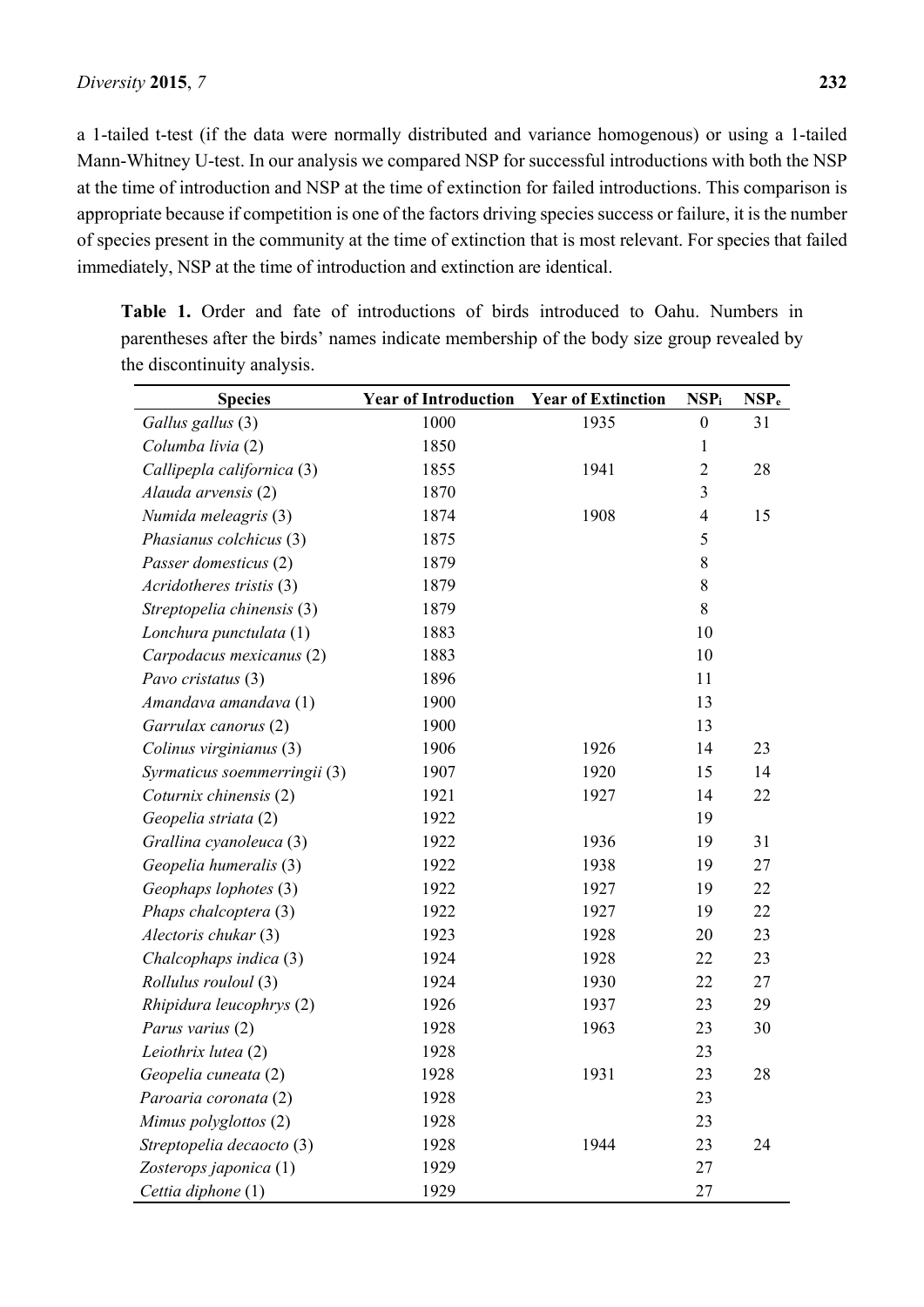a 1-tailed t-test (if the data were normally distributed and variance homogenous) or using a 1-tailed Mann-Whitney U-test. In our analysis we compared NSP for successful introductions with both the NSP at the time of introduction and NSP at the time of extinction for failed introductions. This comparison is appropriate because if competition is one of the factors driving species success or failure, it is the number of species present in the community at the time of extinction that is most relevant. For species that failed immediately, NSP at the time of introduction and extinction are identical.

**Table 1.** Order and fate of introductions of birds introduced to Oahu. Numbers in parentheses after the birds' names indicate membership of the body size group revealed by the discontinuity analysis.

| Species | Year of Introduction | Year of Extinction | $NSP_i$ | $NSP_e$ |
|---|---|---|---|---|
| *Gallus gallus* (3) | 1000 | 1935 | 0 | 31 |
| *Columba livia* (2) | 1850 | | 1 | |
| *Callipepla californica* (3) | 1855 | 1941 | 2 | 28 |
| *Alauda arvensis* (2) | 1870 | | 3 | |
| *Numida meleagris* (3) | 1874 | 1908 | 4 | 15 |
| *Phasianus colchicus* (3) | 1875 | | 5 | |
| *Passer domesticus* (2) | 1879 | | 8 | |
| *Acridotheres tristis* (3) | 1879 | | 8 | |
| *Streptopelia chinensis* (3) | 1879 | | 8 | |
| *Lonchura punctulata* (1) | 1883 | | 10 | |
| *Carpodacus mexicanus* (2) | 1883 | | 10 | |
| *Pavo cristatus* (3) | 1896 | | 11 | |
| *Amandava amandava* (1) | 1900 | | 13 | |
| *Garrulax canorus* (2) | 1900 | | 13 | |
| *Colinus virginianus* (3) | 1906 | 1926 | 14 | 23 |
| *Syrmaticus soemmerringii* (3) | 1907 | 1920 | 15 | 14 |
| *Coturnix chinensis* (2) | 1921 | 1927 | 14 | 22 |
| *Geopelia striata* (2) | 1922 | | 19 | |
| *Grallina cyanoleuca* (3) | 1922 | 1936 | 19 | 31 |
| *Geopelia humeralis* (3) | 1922 | 1938 | 19 | 27 |
| *Geophaps lophotes* (3) | 1922 | 1927 | 19 | 22 |
| *Phaps chalcoptera* (3) | 1922 | 1927 | 19 | 22 |
| *Alectoris chukar* (3) | 1923 | 1928 | 20 | 23 |
| *Chalcophaps indica* (3) | 1924 | 1928 | 22 | 23 |
| *Rollulus rouloul* (3) | 1924 | 1930 | 22 | 27 |
| *Rhipidura leucophrys* (2) | 1926 | 1937 | 23 | 29 |
| *Parus varius* (2) | 1928 | 1963 | 23 | 30 |
| *Leiothrix lutea* (2) | 1928 | | 23 | |
| *Geopelia cuneata* (2) | 1928 | 1931 | 23 | 28 |
| *Paroaria coronata* (2) | 1928 | | 23 | |
| *Mimus polyglottos* (2) | 1928 | | 23 | |
| *Streptopelia decaocto* (3) | 1928 | 1944 | 23 | 24 |
| *Zosterops japonica* (1) | 1929 | | 27 | |
| *Cettia diphone* (1) | 1929 | | 27 | |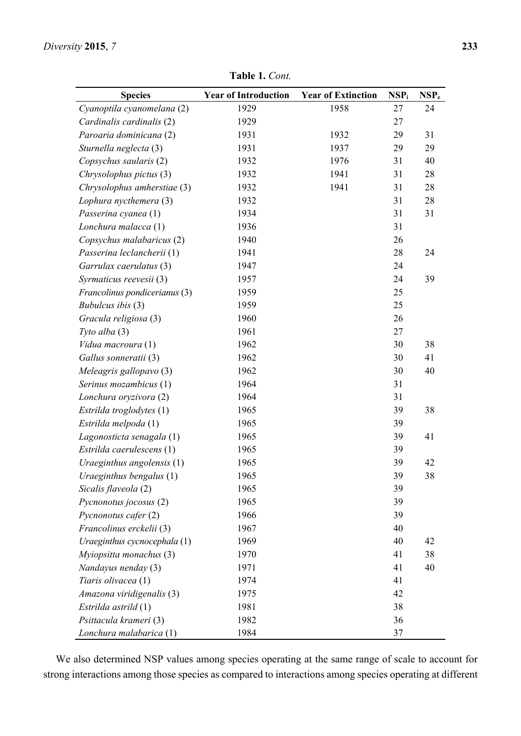**Table 1.** *Cont.*

| Species | Year of Introduction | Year of Extinction | $NSP_i$ | $NSP_e$ |
|---|---|---|---|---|
| *Cyanoptila cyanomelana* (2) | 1929 | 1958 | 27 | 24 |
| *Cardinalis cardinalis* (2) | 1929 | | 27 | |
| *Paroaria dominicana* (2) | 1931 | 1932 | 29 | 31 |
| *Sturnella neglecta* (3) | 1931 | 1937 | 29 | 29 |
| *Copsychus saularis* (2) | 1932 | 1976 | 31 | 40 |
| *Chrysolophus pictus* (3) | 1932 | 1941 | 31 | 28 |
| *Chrysolophus amherstiae* (3) | 1932 | 1941 | 31 | 28 |
| *Lophura nycthemera* (3) | 1932 | | 31 | 28 |
| *Passerina cyanea* (1) | 1934 | | 31 | 31 |
| *Lonchura malacca* (1) | 1936 | | 31 | |
| *Copsychus malabaricus* (2) | 1940 | | 26 | |
| *Passerina leclancherii* (1) | 1941 | | 28 | 24 |
| *Garrulax caerulatus* (3) | 1947 | | 24 | |
| *Syrmaticus reevesii* (3) | 1957 | | 24 | 39 |
| *Francolinus pondicerianus* (3) | 1959 | | 25 | |
| *Bubulcus ibis* (3) | 1959 | | 25 | |
| *Gracula religiosa* (3) | 1960 | | 26 | |
| *Tyto alba* (3) | 1961 | | 27 | |
| *Vidua macroura* (1) | 1962 | | 30 | 38 |
| *Gallus sonneratii* (3) | 1962 | | 30 | 41 |
| *Meleagris gallopavo* (3) | 1962 | | 30 | 40 |
| *Serinus mozambicus* (1) | 1964 | | 31 | |
| *Lonchura oryzivora* (2) | 1964 | | 31 | |
| *Estrilda troglodytes* (1) | 1965 | | 39 | 38 |
| *Estrilda melpoda* (1) | 1965 | | 39 | |
| *Lagonosticta senagala* (1) | 1965 | | 39 | 41 |
| *Estrilda caerulescens* (1) | 1965 | | 39 | |
| *Uraeginthus angolensis* (1) | 1965 | | 39 | 42 |
| *Uraeginthus bengalus* (1) | 1965 | | 39 | 38 |
| *Sicalis flaveola* (2) | 1965 | | 39 | |
| *Pycnonotus jocosus* (2) | 1965 | | 39 | |
| *Pycnonotus cafer* (2) | 1966 | | 39 | |
| *Francolinus erckelii* (3) | 1967 | | 40 | |
| *Uraeginthus cycnocephala* (1) | 1969 | | 40 | 42 |
| *Myiopsitta monachus* (3) | 1970 | | 41 | 38 |
| *Nandayus nenday* (3) | 1971 | | 41 | 40 |
| *Tiaris olivacea* (1) | 1974 | | 41 | |
| *Amazona viridigenalis* (3) | 1975 | | 42 | |
| *Estrilda astrild* (1) | 1981 | | 38 | |
| *Psittacula krameri* (3) | 1982 | | 36 | |
| *Lonchura malabarica* (1) | 1984 | | 37 | |

We also determined NSP values among species operating at the same range of scale to account for strong interactions among those species as compared to interactions among species operating at different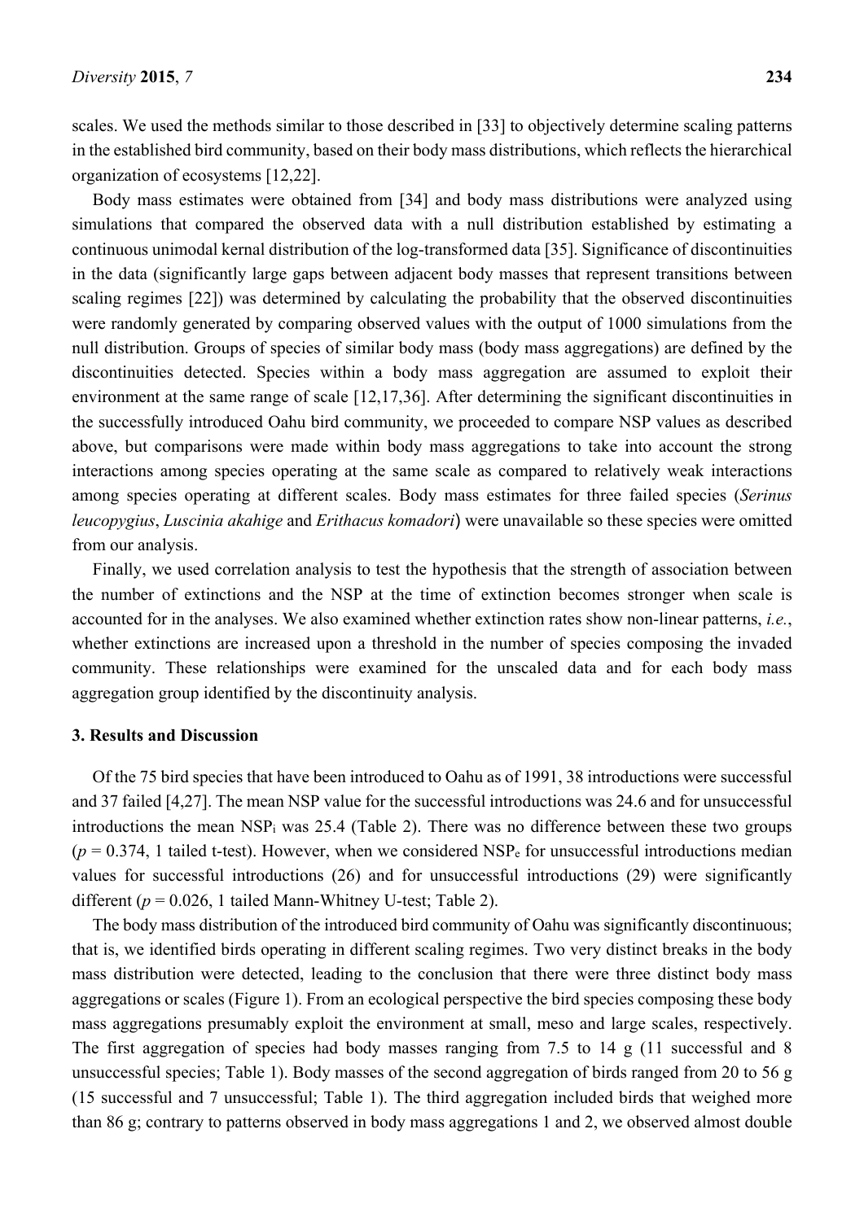scales. We used the methods similar to those described in [33] to objectively determine scaling patterns in the established bird community, based on their body mass distributions, which reflects the hierarchical organization of ecosystems [12,22].

Body mass estimates were obtained from [34] and body mass distributions were analyzed using simulations that compared the observed data with a null distribution established by estimating a continuous unimodal kernal distribution of the log-transformed data [35]. Significance of discontinuities in the data (significantly large gaps between adjacent body masses that represent transitions between scaling regimes [22]) was determined by calculating the probability that the observed discontinuities were randomly generated by comparing observed values with the output of 1000 simulations from the null distribution. Groups of species of similar body mass (body mass aggregations) are defined by the discontinuities detected. Species within a body mass aggregation are assumed to exploit their environment at the same range of scale [12,17,36]. After determining the significant discontinuities in the successfully introduced Oahu bird community, we proceeded to compare NSP values as described above, but comparisons were made within body mass aggregations to take into account the strong interactions among species operating at the same scale as compared to relatively weak interactions among species operating at different scales. Body mass estimates for three failed species (*Serinus leucopygius*, *Luscinia akahige* and *Erithacus komadori*) were unavailable so these species were omitted from our analysis.

Finally, we used correlation analysis to test the hypothesis that the strength of association between the number of extinctions and the NSP at the time of extinction becomes stronger when scale is accounted for in the analyses. We also examined whether extinction rates show non-linear patterns, *i.e.*, whether extinctions are increased upon a threshold in the number of species composing the invaded community. These relationships were examined for the unscaled data and for each body mass aggregation group identified by the discontinuity analysis.

## 3. Results and Discussion

Of the 75 bird species that have been introduced to Oahu as of 1991, 38 introductions were successful and 37 failed [4,27]. The mean NSP value for the successful introductions was 24.6 and for unsuccessful introductions the mean $NSP_i$ was 25.4 (Table 2). There was no difference between these two groups ($p = 0.374$, 1 tailed t-test). However, when we considered $NSP_e$ for unsuccessful introductions median values for successful introductions (26) and for unsuccessful introductions (29) were significantly different ($p = 0.026$, 1 tailed Mann-Whitney U-test; Table 2).

The body mass distribution of the introduced bird community of Oahu was significantly discontinuous; that is, we identified birds operating in different scaling regimes. Two very distinct breaks in the body mass distribution were detected, leading to the conclusion that there were three distinct body mass aggregations or scales (Figure 1). From an ecological perspective the bird species composing these body mass aggregations presumably exploit the environment at small, meso and large scales, respectively. The first aggregation of species had body masses ranging from 7.5 to 14 g (11 successful and 8 unsuccessful species; Table 1). Body masses of the second aggregation of birds ranged from 20 to 56 g (15 successful and 7 unsuccessful; Table 1). The third aggregation included birds that weighed more than 86 g; contrary to patterns observed in body mass aggregations 1 and 2, we observed almost double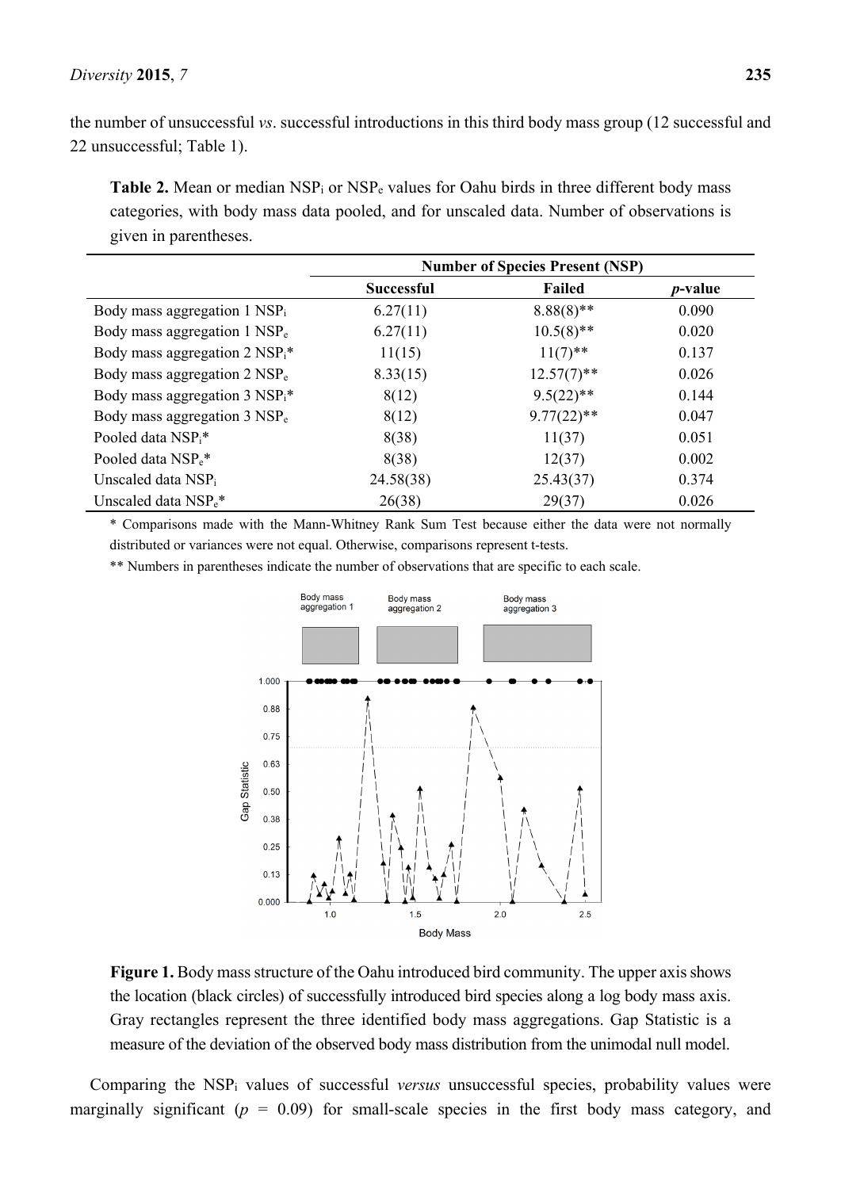the number of unsuccessful *vs*. successful introductions in this third body mass group (12 successful and 22 unsuccessful; Table 1).

**Table 2.** Mean or median $NSP_i$ or $NSP_e$ values for Oahu birds in three different body mass categories, with body mass data pooled, and for unscaled data. Number of observations is given in parentheses.

| | Number of Species Present (NSP) | | |
|---|---|---|---|
| | **Successful** | **Failed** | ***p*-value** |
| Body mass aggregation 1 $NSP_i$ | 6.27(11) | 8.88(8)** | 0.090 |
| Body mass aggregation 1 $NSP_e$ | 6.27(11) | 10.5(8)** | 0.020 |
| Body mass aggregation 2 $NSP_i$* | 11(15) | 11(7)** | 0.137 |
| Body mass aggregation 2 $NSP_e$ | 8.33(15) | 12.57(7)** | 0.026 |
| Body mass aggregation 3 $NSP_i$* | 8(12) | 9.5(22)** | 0.144 |
| Body mass aggregation 3 $NSP_e$ | 8(12) | 9.77(22)** | 0.047 |
| Pooled data $NSP_i$* | 8(38) | 11(37) | 0.051 |
| Pooled data $NSP_e$* | 8(38) | 12(37) | 0.002 |
| Unscaled data $NSP_i$ | 24.58(38) | 25.43(37) | 0.374 |
| Unscaled data $NSP_e$* | 26(38) | 29(37) | 0.026 |

\* Comparisons made with the Mann-Whitney Rank Sum Test because either the data were not normally distributed or variances were not equal. Otherwise, comparisons represent t-tests.

\*\* Numbers in parentheses indicate the number of observations that are specific to each scale.

**Figure 1.** Body mass structure of the Oahu introduced bird community. The upper axis shows the location (black circles) of successfully introduced bird species along a log body mass axis. Gray rectangles represent the three identified body mass aggregations. Gap Statistic is a measure of the deviation of the observed body mass distribution from the unimodal null model.

Comparing the $NSP_i$ values of successful *versus* unsuccessful species, probability values were marginally significant ($p$ = 0.09) for small-scale species in the first body mass category, and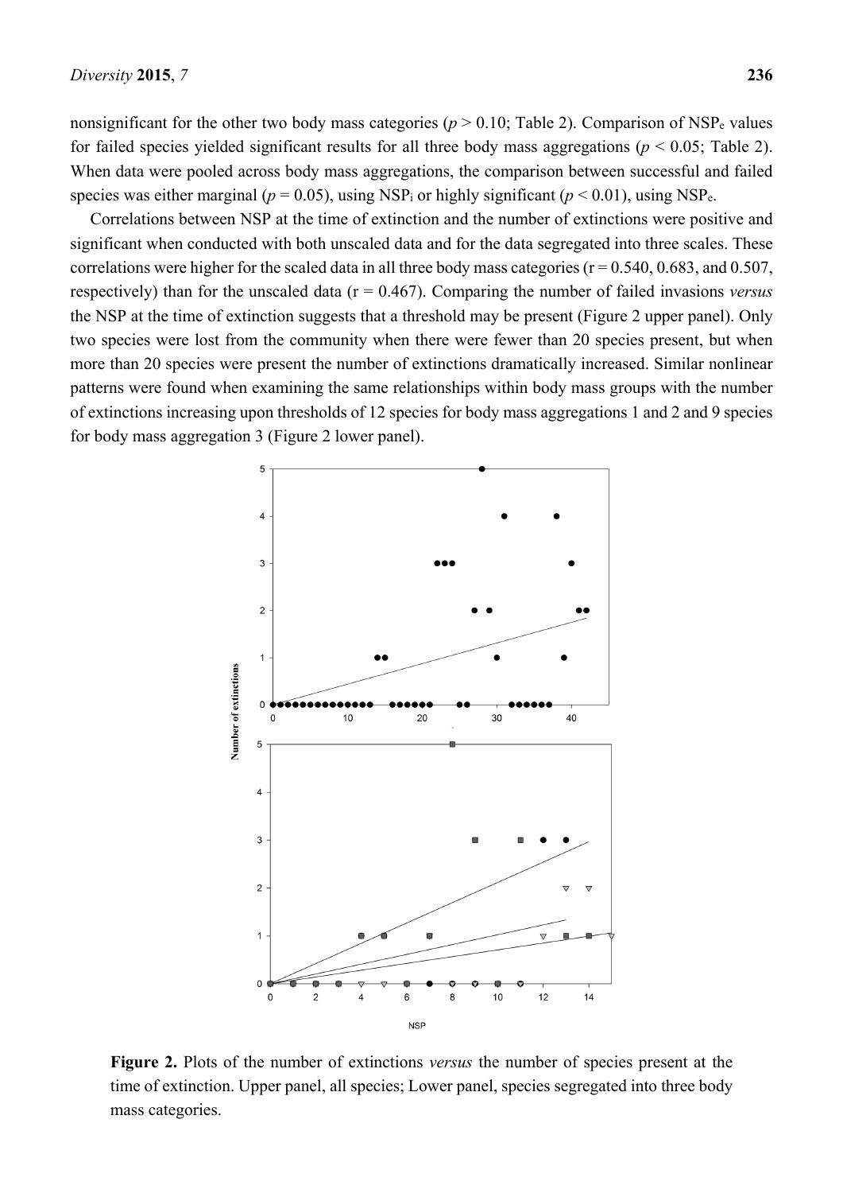nonsignificant for the other two body mass categories ($p > 0.10$; Table 2). Comparison of $NSP_e$ values for failed species yielded significant results for all three body mass aggregations ($p < 0.05$; Table 2). When data were pooled across body mass aggregations, the comparison between successful and failed species was either marginal ($p = 0.05$), using $NSP_i$ or highly significant ($p < 0.01$), using $NSP_e$.

Correlations between NSP at the time of extinction and the number of extinctions were positive and significant when conducted with both unscaled data and for the data segregated into three scales. These correlations were higher for the scaled data in all three body mass categories ($r = 0.540$, $0.683$, and $0.507$, respectively) than for the unscaled data ($r = 0.467$). Comparing the number of failed invasions *versus* the NSP at the time of extinction suggests that a threshold may be present (Figure 2 upper panel). Only two species were lost from the community when there were fewer than 20 species present, but when more than 20 species were present the number of extinctions dramatically increased. Similar nonlinear patterns were found when examining the same relationships within body mass groups with the number of extinctions increasing upon thresholds of 12 species for body mass aggregations 1 and 2 and 9 species for body mass aggregation 3 (Figure 2 lower panel).

**Figure 2.** Plots of the number of extinctions *versus* the number of species present at the time of extinction. Upper panel, all species; Lower panel, species segregated into three body mass categories.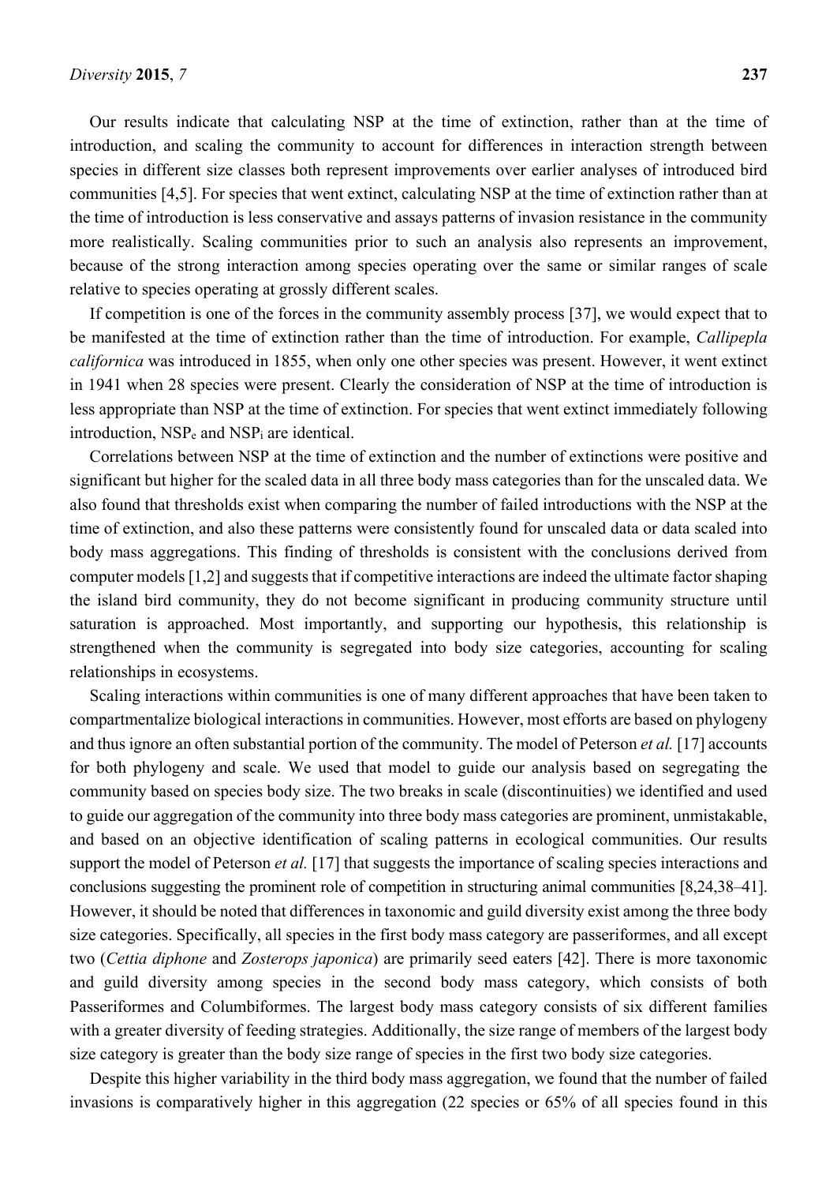Our results indicate that calculating NSP at the time of extinction, rather than at the time of introduction, and scaling the community to account for differences in interaction strength between species in different size classes both represent improvements over earlier analyses of introduced bird communities [4,5]. For species that went extinct, calculating NSP at the time of extinction rather than at the time of introduction is less conservative and assays patterns of invasion resistance in the community more realistically. Scaling communities prior to such an analysis also represents an improvement, because of the strong interaction among species operating over the same or similar ranges of scale relative to species operating at grossly different scales.

If competition is one of the forces in the community assembly process [37], we would expect that to be manifested at the time of extinction rather than the time of introduction. For example, *Callipepla californica* was introduced in 1855, when only one other species was present. However, it went extinct in 1941 when 28 species were present. Clearly the consideration of NSP at the time of introduction is less appropriate than NSP at the time of extinction. For species that went extinct immediately following introduction, $NSP_e$ and $NSP_i$ are identical.

Correlations between NSP at the time of extinction and the number of extinctions were positive and significant but higher for the scaled data in all three body mass categories than for the unscaled data. We also found that thresholds exist when comparing the number of failed introductions with the NSP at the time of extinction, and also these patterns were consistently found for unscaled data or data scaled into body mass aggregations. This finding of thresholds is consistent with the conclusions derived from computer models [1,2] and suggests that if competitive interactions are indeed the ultimate factor shaping the island bird community, they do not become significant in producing community structure until saturation is approached. Most importantly, and supporting our hypothesis, this relationship is strengthened when the community is segregated into body size categories, accounting for scaling relationships in ecosystems.

Scaling interactions within communities is one of many different approaches that have been taken to compartmentalize biological interactions in communities. However, most efforts are based on phylogeny and thus ignore an often substantial portion of the community. The model of Peterson *et al.* [17] accounts for both phylogeny and scale. We used that model to guide our analysis based on segregating the community based on species body size. The two breaks in scale (discontinuities) we identified and used to guide our aggregation of the community into three body mass categories are prominent, unmistakable, and based on an objective identification of scaling patterns in ecological communities. Our results support the model of Peterson *et al.* [17] that suggests the importance of scaling species interactions and conclusions suggesting the prominent role of competition in structuring animal communities [8,24,38–41]. However, it should be noted that differences in taxonomic and guild diversity exist among the three body size categories. Specifically, all species in the first body mass category are passeriformes, and all except two (*Cettia diphone* and *Zosterops japonica*) are primarily seed eaters [42]. There is more taxonomic and guild diversity among species in the second body mass category, which consists of both Passeriformes and Columbiformes. The largest body mass category consists of six different families with a greater diversity of feeding strategies. Additionally, the size range of members of the largest body size category is greater than the body size range of species in the first two body size categories.

Despite this higher variability in the third body mass aggregation, we found that the number of failed invasions is comparatively higher in this aggregation (22 species or 65% of all species found in this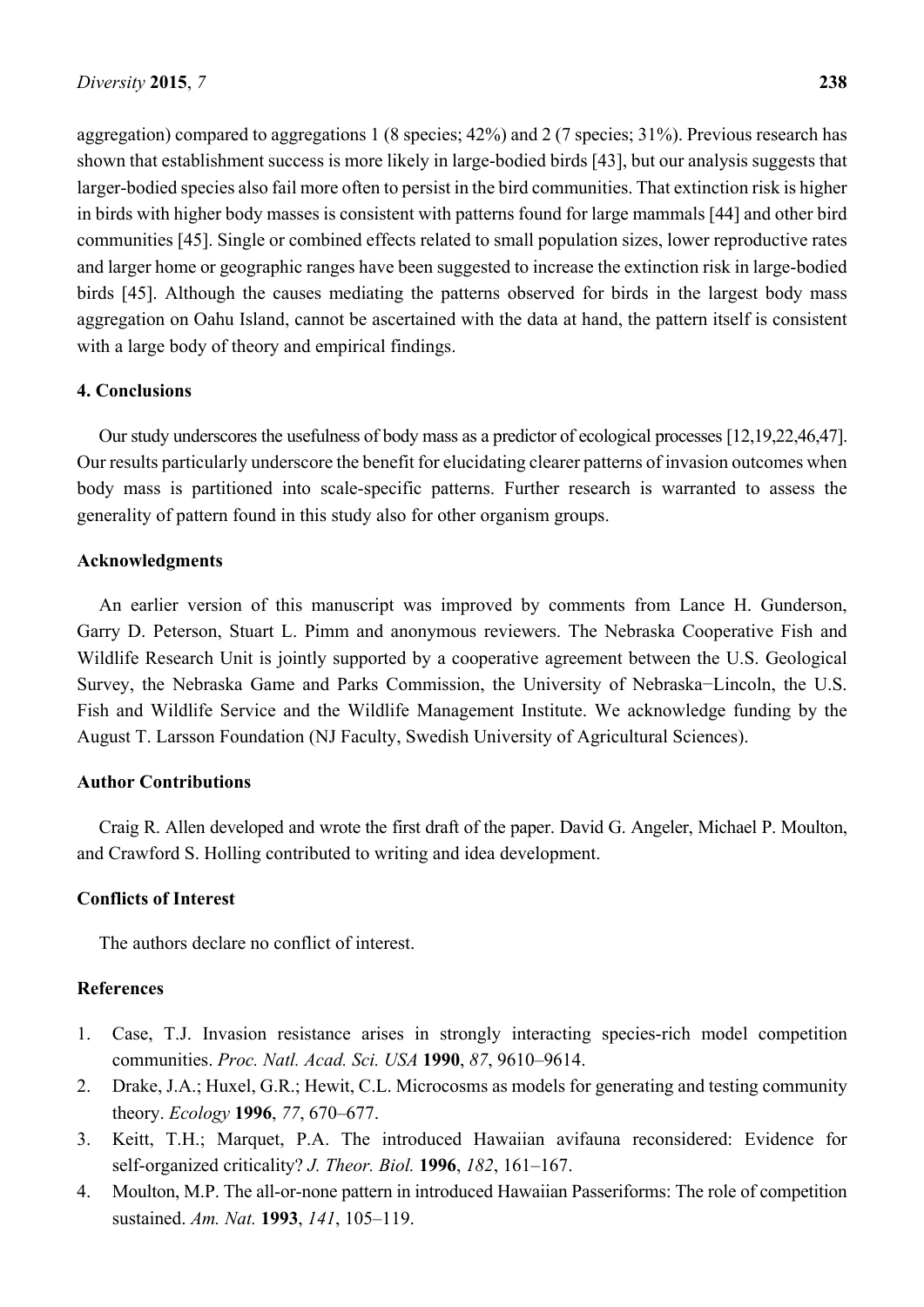aggregation) compared to aggregations 1 (8 species; 42%) and 2 (7 species; 31%). Previous research has shown that establishment success is more likely in large-bodied birds [43], but our analysis suggests that larger-bodied species also fail more often to persist in the bird communities. That extinction risk is higher in birds with higher body masses is consistent with patterns found for large mammals [44] and other bird communities [45]. Single or combined effects related to small population sizes, lower reproductive rates and larger home or geographic ranges have been suggested to increase the extinction risk in large-bodied birds [45]. Although the causes mediating the patterns observed for birds in the largest body mass aggregation on Oahu Island, cannot be ascertained with the data at hand, the pattern itself is consistent with a large body of theory and empirical findings.

## 4. Conclusions

Our study underscores the usefulness of body mass as a predictor of ecological processes [12,19,22,46,47]. Our results particularly underscore the benefit for elucidating clearer patterns of invasion outcomes when body mass is partitioned into scale-specific patterns. Further research is warranted to assess the generality of pattern found in this study also for other organism groups.

## Acknowledgments

An earlier version of this manuscript was improved by comments from Lance H. Gunderson, Garry D. Peterson, Stuart L. Pimm and anonymous reviewers. The Nebraska Cooperative Fish and Wildlife Research Unit is jointly supported by a cooperative agreement between the U.S. Geological Survey, the Nebraska Game and Parks Commission, the University of Nebraska−Lincoln, the U.S. Fish and Wildlife Service and the Wildlife Management Institute. We acknowledge funding by the August T. Larsson Foundation (NJ Faculty, Swedish University of Agricultural Sciences).

## Author Contributions

Craig R. Allen developed and wrote the first draft of the paper. David G. Angeler, Michael P. Moulton, and Crawford S. Holling contributed to writing and idea development.

## Conflicts of Interest

The authors declare no conflict of interest.

## References

1. Case, T.J. Invasion resistance arises in strongly interacting species-rich model competition communities. *Proc. Natl. Acad. Sci. USA* **1990**, *87*, 9610–9614.
2. Drake, J.A.; Huxel, G.R.; Hewit, C.L. Microcosms as models for generating and testing community theory. *Ecology* **1996**, *77*, 670–677.
3. Keitt, T.H.; Marquet, P.A. The introduced Hawaiian avifauna reconsidered: Evidence for self-organized criticality? *J. Theor. Biol.* **1996**, *182*, 161–167.
4. Moulton, M.P. The all-or-none pattern in introduced Hawaiian Passeriforms: The role of competition sustained. *Am. Nat.* **1993**, *141*, 105–119.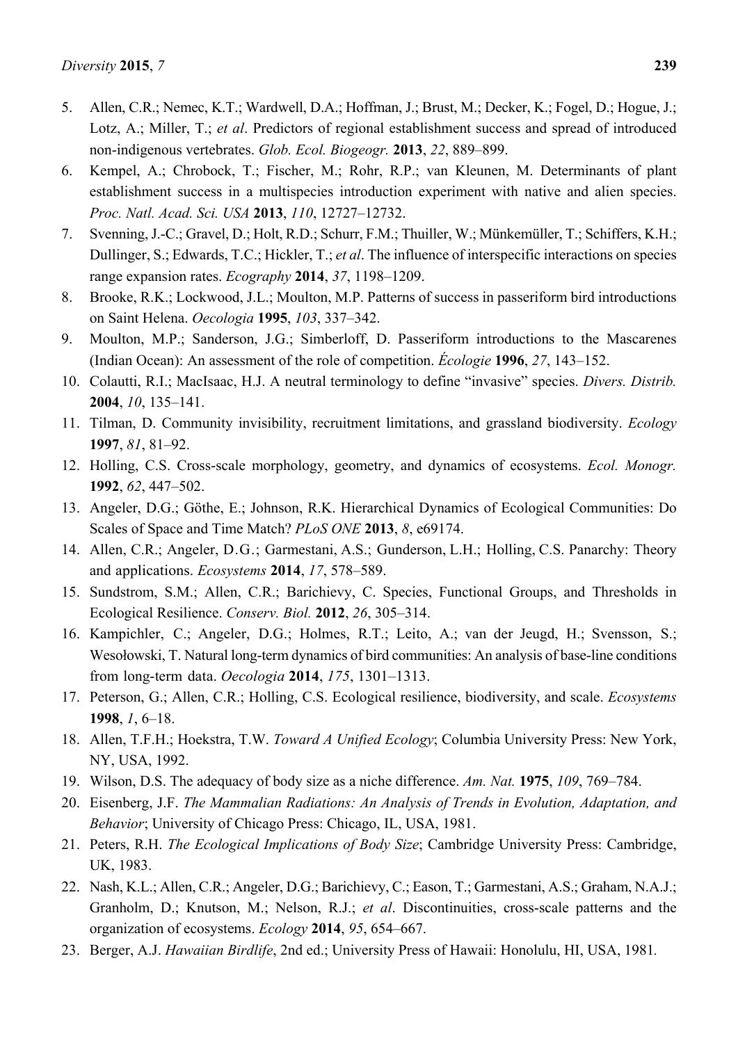5. Allen, C.R.; Nemec, K.T.; Wardwell, D.A.; Hoffman, J.; Brust, M.; Decker, K.; Fogel, D.; Hogue, J.; Lotz, A.; Miller, T.; *et al*. Predictors of regional establishment success and spread of introduced non-indigenous vertebrates. *Glob. Ecol. Biogeogr.* **2013**, *22*, 889–899.
6. Kempel, A.; Chrobock, T.; Fischer, M.; Rohr, R.P.; van Kleunen, M. Determinants of plant establishment success in a multispecies introduction experiment with native and alien species. *Proc. Natl. Acad. Sci. USA* **2013**, *110*, 12727–12732.
7. Svenning, J.-C.; Gravel, D.; Holt, R.D.; Schurr, F.M.; Thuiller, W.; Münkemüller, T.; Schiffers, K.H.; Dullinger, S.; Edwards, T.C.; Hickler, T.; *et al*. The influence of interspecific interactions on species range expansion rates. *Ecography* **2014**, *37*, 1198–1209.
8. Brooke, R.K.; Lockwood, J.L.; Moulton, M.P. Patterns of success in passeriform bird introductions on Saint Helena. *Oecologia* **1995**, *103*, 337–342.
9. Moulton, M.P.; Sanderson, J.G.; Simberloff, D. Passeriform introductions to the Mascarenes (Indian Ocean): An assessment of the role of competition. *Écologie* **1996**, *27*, 143–152.
10. Colautti, R.I.; MacIsaac, H.J. A neutral terminology to define "invasive" species. *Divers. Distrib.* **2004**, *10*, 135–141.
11. Tilman, D. Community invisibility, recruitment limitations, and grassland biodiversity. *Ecology* **1997**, *81*, 81–92.
12. Holling, C.S. Cross-scale morphology, geometry, and dynamics of ecosystems. *Ecol. Monogr.* **1992**, *62*, 447–502.
13. Angeler, D.G.; Göthe, E.; Johnson, R.K. Hierarchical Dynamics of Ecological Communities: Do Scales of Space and Time Match? *PLoS ONE* **2013**, *8*, e69174.
14. Allen, C.R.; Angeler, D.G.; Garmestani, A.S.; Gunderson, L.H.; Holling, C.S. Panarchy: Theory and applications. *Ecosystems* **2014**, *17*, 578–589.
15. Sundstrom, S.M.; Allen, C.R.; Barichievy, C. Species, Functional Groups, and Thresholds in Ecological Resilience. *Conserv. Biol.* **2012**, *26*, 305–314.
16. Kampichler, C.; Angeler, D.G.; Holmes, R.T.; Leito, A.; van der Jeugd, H.; Svensson, S.; Wesołowski, T. Natural long-term dynamics of bird communities: An analysis of base-line conditions from long-term data. *Oecologia* **2014**, *175*, 1301–1313.
17. Peterson, G.; Allen, C.R.; Holling, C.S. Ecological resilience, biodiversity, and scale. *Ecosystems* **1998**, *1*, 6–18.
18. Allen, T.F.H.; Hoekstra, T.W. *Toward A Unified Ecology*; Columbia University Press: New York, NY, USA, 1992.
19. Wilson, D.S. The adequacy of body size as a niche difference. *Am. Nat.* **1975**, *109*, 769–784.
20. Eisenberg, J.F. *The Mammalian Radiations: An Analysis of Trends in Evolution, Adaptation, and Behavior*; University of Chicago Press: Chicago, IL, USA, 1981.
21. Peters, R.H. *The Ecological Implications of Body Size*; Cambridge University Press: Cambridge, UK, 1983.
22. Nash, K.L.; Allen, C.R.; Angeler, D.G.; Barichievy, C.; Eason, T.; Garmestani, A.S.; Graham, N.A.J.; Granholm, D.; Knutson, M.; Nelson, R.J.; *et al*. Discontinuities, cross-scale patterns and the organization of ecosystems. *Ecology* **2014**, *95*, 654–667.
23. Berger, A.J. *Hawaiian Birdlife*, 2nd ed.; University Press of Hawaii: Honolulu, HI, USA, 1981.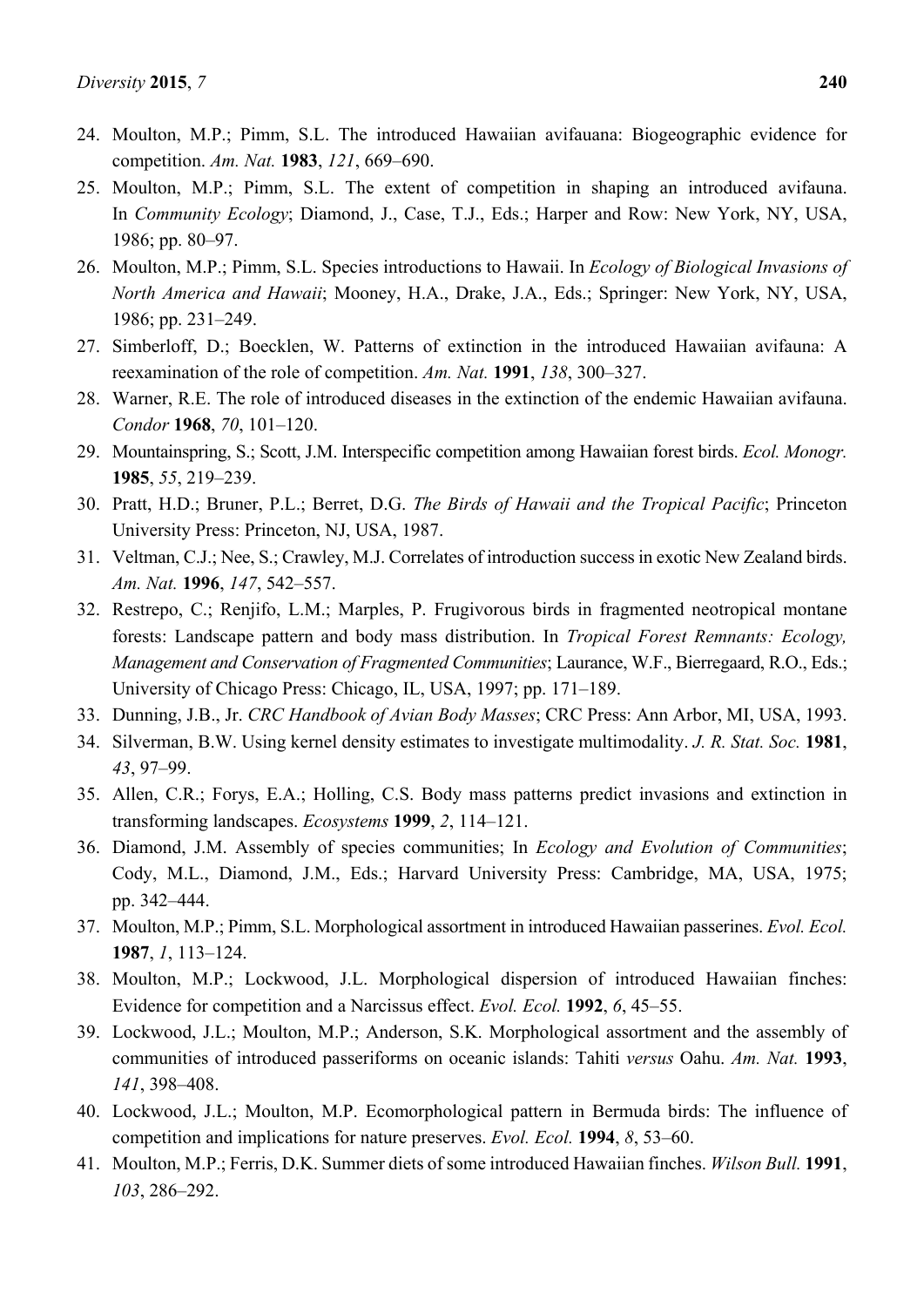24. Moulton, M.P.; Pimm, S.L. The introduced Hawaiian avifauana: Biogeographic evidence for competition. *Am. Nat.* **1983**, *121*, 669–690.
25. Moulton, M.P.; Pimm, S.L. The extent of competition in shaping an introduced avifauna. In *Community Ecology*; Diamond, J., Case, T.J., Eds.; Harper and Row: New York, NY, USA, 1986; pp. 80–97.
26. Moulton, M.P.; Pimm, S.L. Species introductions to Hawaii. In *Ecology of Biological Invasions of North America and Hawaii*; Mooney, H.A., Drake, J.A., Eds.; Springer: New York, NY, USA, 1986; pp. 231–249.
27. Simberloff, D.; Boecklen, W. Patterns of extinction in the introduced Hawaiian avifauna: A reexamination of the role of competition. *Am. Nat.* **1991**, *138*, 300–327.
28. Warner, R.E. The role of introduced diseases in the extinction of the endemic Hawaiian avifauna. *Condor* **1968**, *70*, 101–120.
29. Mountainspring, S.; Scott, J.M. Interspecific competition among Hawaiian forest birds. *Ecol. Monogr.* **1985**, *55*, 219–239.
30. Pratt, H.D.; Bruner, P.L.; Berret, D.G. *The Birds of Hawaii and the Tropical Pacific*; Princeton University Press: Princeton, NJ, USA, 1987.
31. Veltman, C.J.; Nee, S.; Crawley, M.J. Correlates of introduction success in exotic New Zealand birds. *Am. Nat.* **1996**, *147*, 542–557.
32. Restrepo, C.; Renjifo, L.M.; Marples, P. Frugivorous birds in fragmented neotropical montane forests: Landscape pattern and body mass distribution. In *Tropical Forest Remnants: Ecology, Management and Conservation of Fragmented Communities*; Laurance, W.F., Bierregaard, R.O., Eds.; University of Chicago Press: Chicago, IL, USA, 1997; pp. 171–189.
33. Dunning, J.B., Jr. *CRC Handbook of Avian Body Masses*; CRC Press: Ann Arbor, MI, USA, 1993.
34. Silverman, B.W. Using kernel density estimates to investigate multimodality. *J. R. Stat. Soc.* **1981**, *43*, 97–99.
35. Allen, C.R.; Forys, E.A.; Holling, C.S. Body mass patterns predict invasions and extinction in transforming landscapes. *Ecosystems* **1999**, *2*, 114–121.
36. Diamond, J.M. Assembly of species communities; In *Ecology and Evolution of Communities*; Cody, M.L., Diamond, J.M., Eds.; Harvard University Press: Cambridge, MA, USA, 1975; pp. 342–444.
37. Moulton, M.P.; Pimm, S.L. Morphological assortment in introduced Hawaiian passerines. *Evol. Ecol.* **1987**, *1*, 113–124.
38. Moulton, M.P.; Lockwood, J.L. Morphological dispersion of introduced Hawaiian finches: Evidence for competition and a Narcissus effect. *Evol. Ecol.* **1992**, *6*, 45–55.
39. Lockwood, J.L.; Moulton, M.P.; Anderson, S.K. Morphological assortment and the assembly of communities of introduced passeriforms on oceanic islands: Tahiti *versus* Oahu. *Am. Nat.* **1993**, *141*, 398–408.
40. Lockwood, J.L.; Moulton, M.P. Ecomorphological pattern in Bermuda birds: The influence of competition and implications for nature preserves. *Evol. Ecol.* **1994**, *8*, 53–60.
41. Moulton, M.P.; Ferris, D.K. Summer diets of some introduced Hawaiian finches. *Wilson Bull.* **1991**, *103*, 286–292.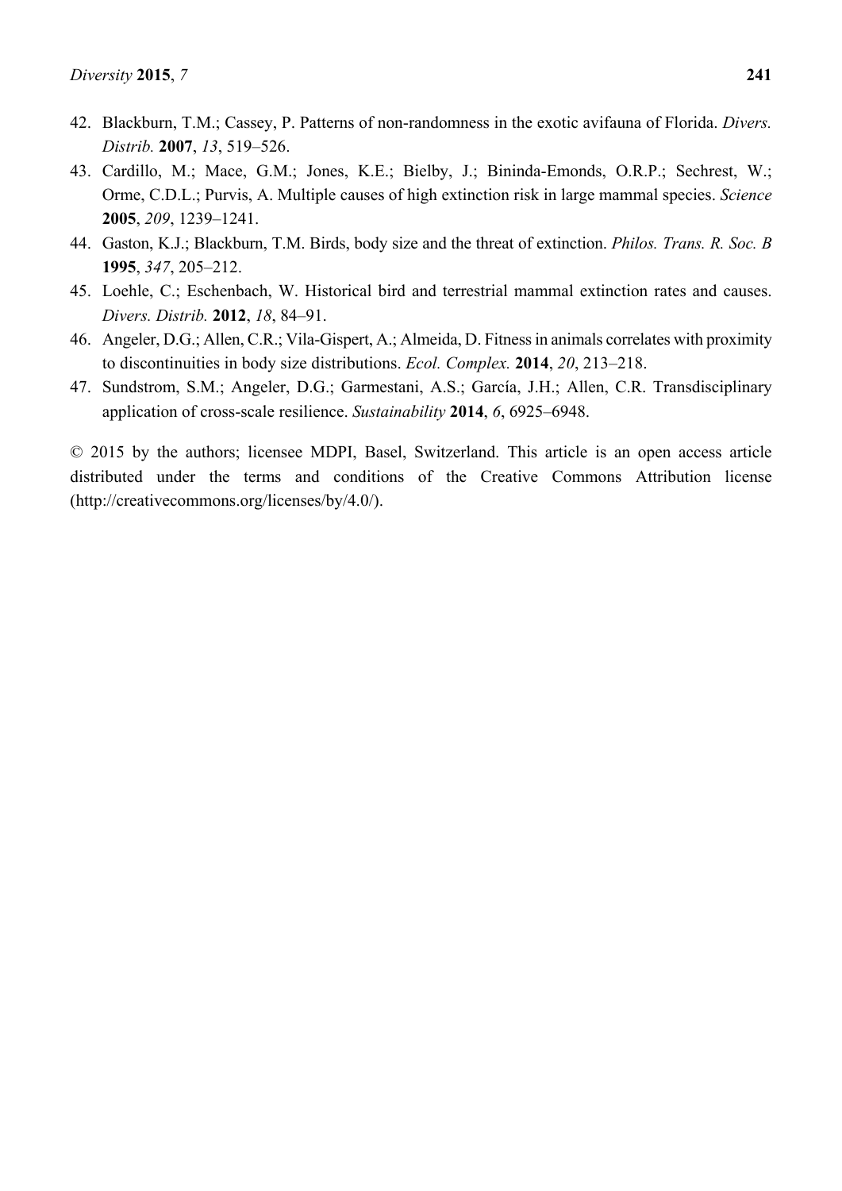42. Blackburn, T.M.; Cassey, P. Patterns of non-randomness in the exotic avifauna of Florida. *Divers. Distrib.* **2007**, *13*, 519–526.
43. Cardillo, M.; Mace, G.M.; Jones, K.E.; Bielby, J.; Bininda-Emonds, O.R.P.; Sechrest, W.; Orme, C.D.L.; Purvis, A. Multiple causes of high extinction risk in large mammal species. *Science* **2005**, *209*, 1239–1241.
44. Gaston, K.J.; Blackburn, T.M. Birds, body size and the threat of extinction. *Philos. Trans. R. Soc. B* **1995**, *347*, 205–212.
45. Loehle, C.; Eschenbach, W. Historical bird and terrestrial mammal extinction rates and causes. *Divers. Distrib.* **2012**, *18*, 84–91.
46. Angeler, D.G.; Allen, C.R.; Vila-Gispert, A.; Almeida, D. Fitness in animals correlates with proximity to discontinuities in body size distributions. *Ecol. Complex.* **2014**, *20*, 213–218.
47. Sundstrom, S.M.; Angeler, D.G.; Garmestani, A.S.; García, J.H.; Allen, C.R. Transdisciplinary application of cross-scale resilience. *Sustainability* **2014**, *6*, 6925–6948.

© 2015 by the authors; licensee MDPI, Basel, Switzerland. This article is an open access article distributed under the terms and conditions of the Creative Commons Attribution license (http://creativecommons.org/licenses/by/4.0/).